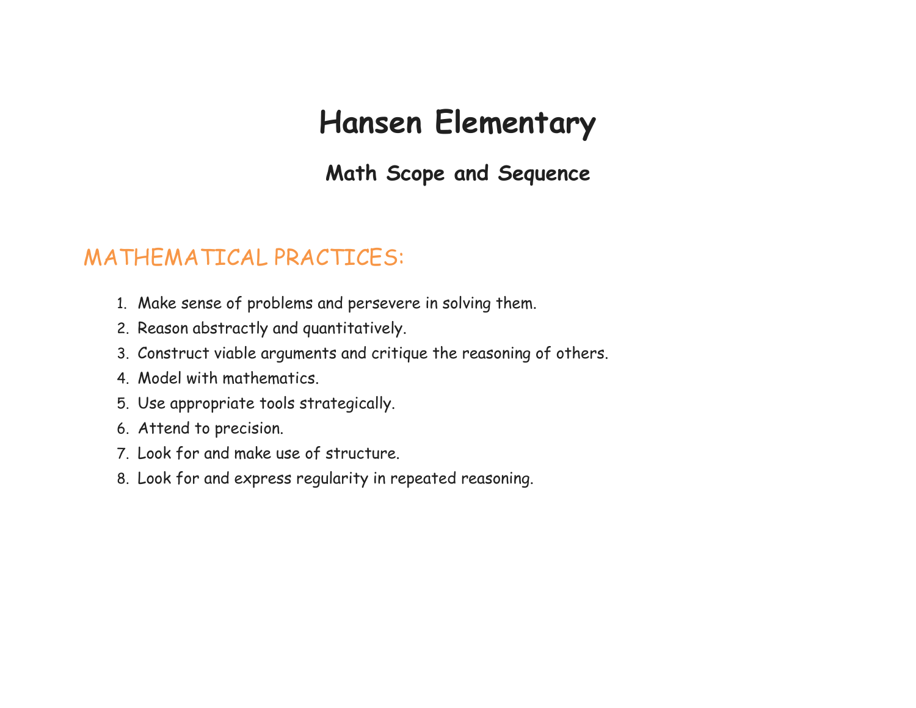# Hansen Elementary

## Math Scope and Sequence

### MATHEMATICAL PRACTICES:

1. Make sense of problems and persevere in solving them.
2. Reason abstractly and quantitatively.
3. Construct viable arguments and critique the reasoning of others.
4. Model with mathematics.
5. Use appropriate tools strategically.
6. Attend to precision.
7. Look for and make use of structure.
8. Look for and express regularity in repeated reasoning.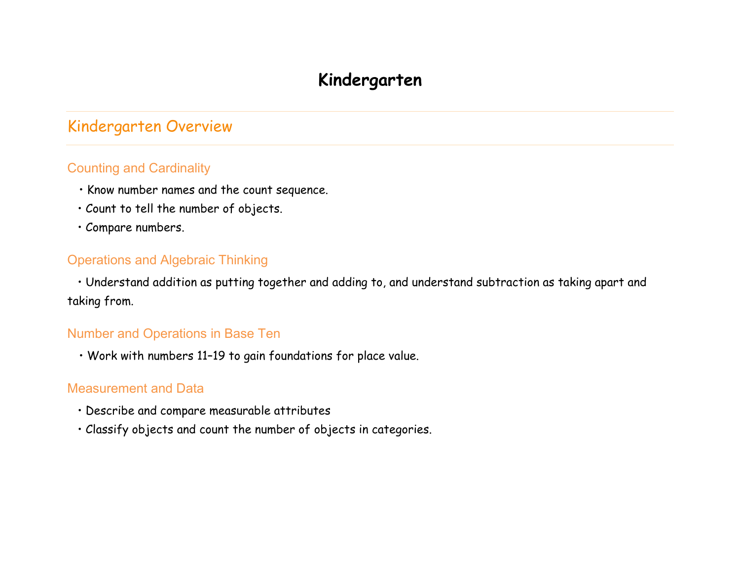# Kindergarten

## Kindergarten Overview

### Counting and Cardinality

- Know number names and the count sequence.
- Count to tell the number of objects.
- Compare numbers.

### Operations and Algebraic Thinking

- Understand addition as putting together and adding to, and understand subtraction as taking apart and taking from.

### Number and Operations in Base Ten

- Work with numbers 11–19 to gain foundations for place value.

### Measurement and Data

- Describe and compare measurable attributes
- Classify objects and count the number of objects in categories.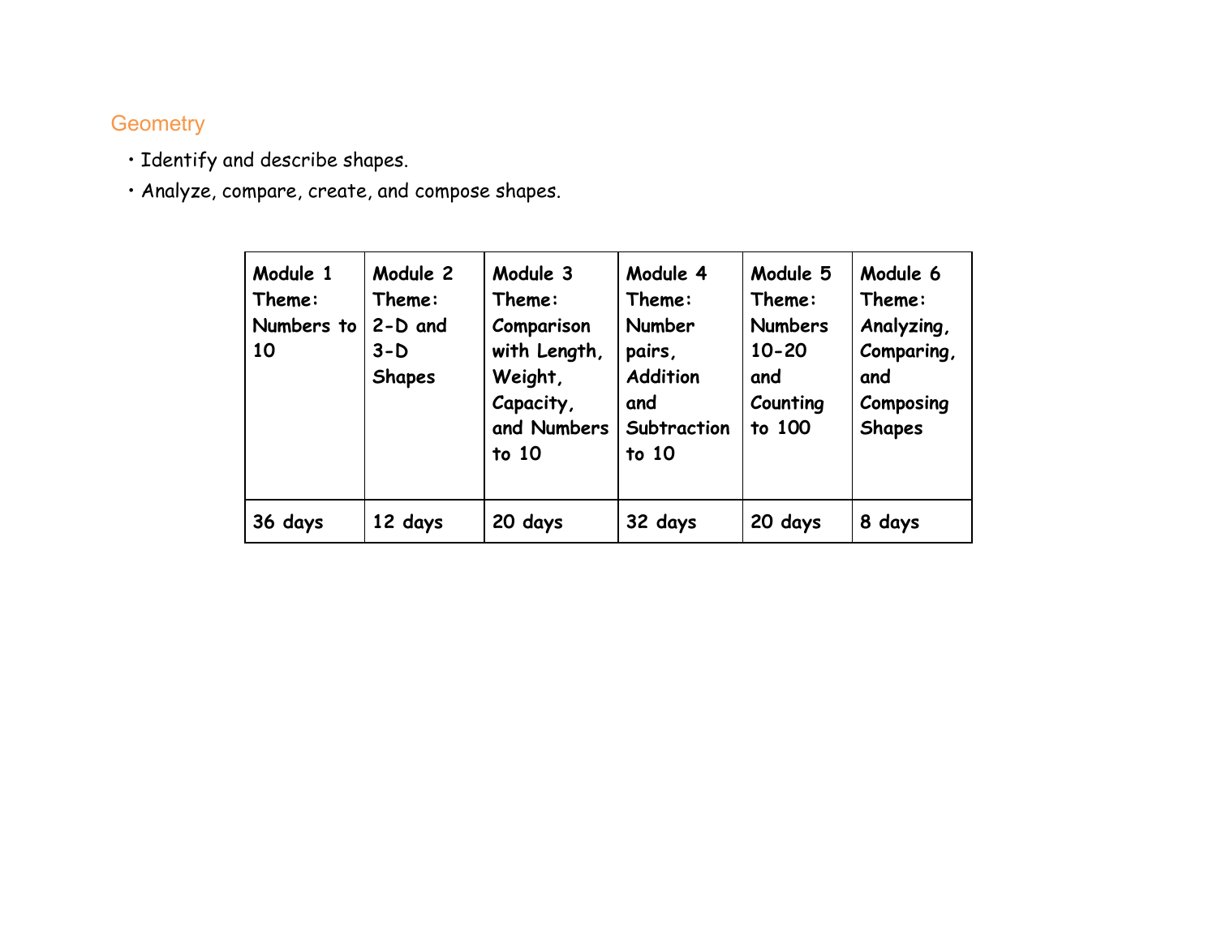## Geometry

- Identify and describe shapes.
- Analyze, compare, create, and compose shapes.

| **Module 1 Theme: Numbers to 10** | **Module 2 Theme: 2-D and 3-D Shapes** | **Module 3 Theme: Comparison with Length, Weight, Capacity, and Numbers to 10** | **Module 4 Theme: Number pairs, Addition and Subtraction to 10** | **Module 5 Theme: Numbers 10-20 and Counting to 100** | **Module 6 Theme: Analyzing, Comparing, and Composing Shapes** |
|---|---|---|---|---|---|
| **36 days** | **12 days** | **20 days** | **32 days** | **20 days** | **8 days** |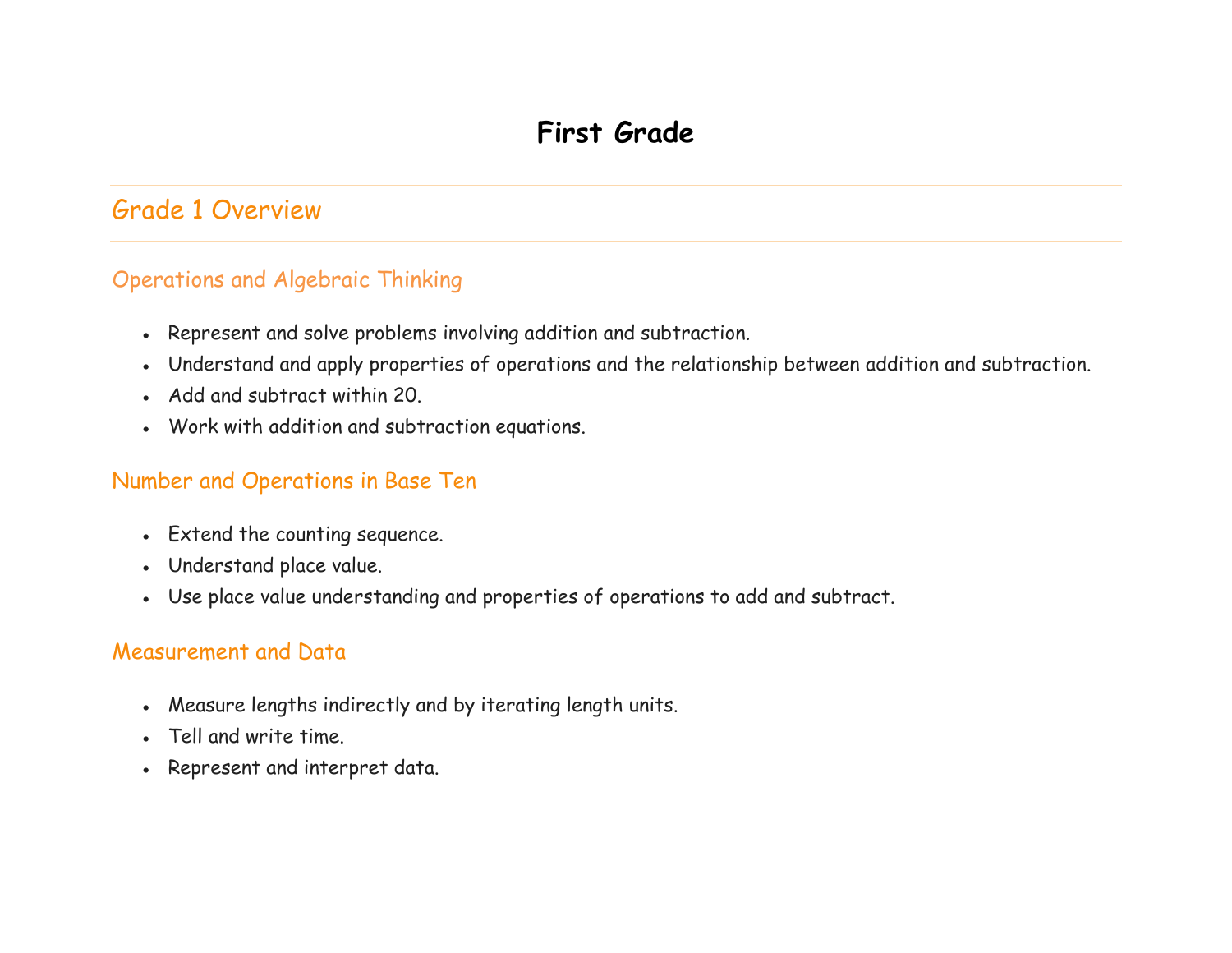# First Grade

## Grade 1 Overview

### Operations and Algebraic Thinking

- Represent and solve problems involving addition and subtraction.
- Understand and apply properties of operations and the relationship between addition and subtraction.
- Add and subtract within 20.
- Work with addition and subtraction equations.

### Number and Operations in Base Ten

- Extend the counting sequence.
- Understand place value.
- Use place value understanding and properties of operations to add and subtract.

### Measurement and Data

- Measure lengths indirectly and by iterating length units.
- Tell and write time.
- Represent and interpret data.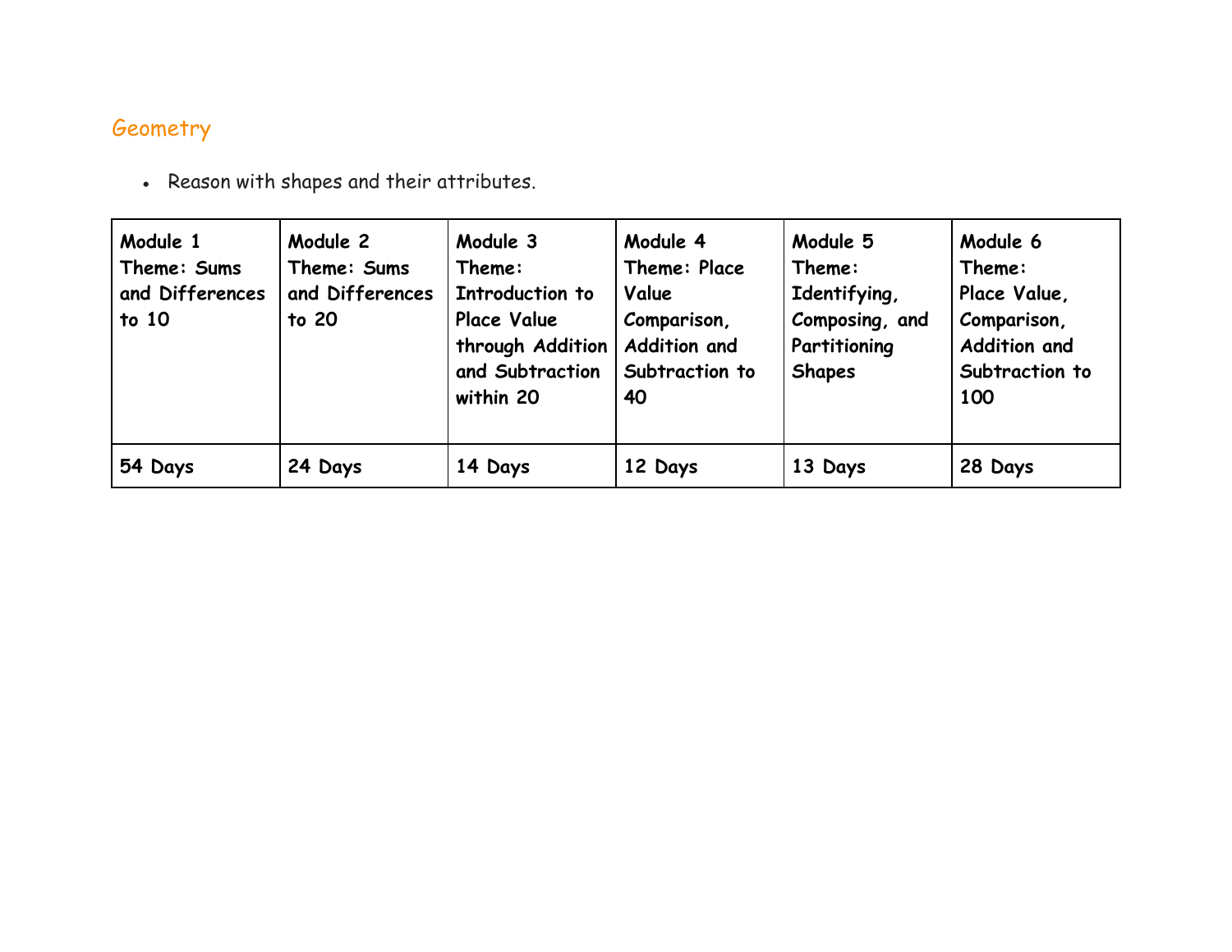## Geometry

- Reason with shapes and their attributes.

| **Module 1 Theme: Sums and Differences to 10** | **Module 2 Theme: Sums and Differences to 20** | **Module 3 Theme: Introduction to Place Value through Addition and Subtraction within 20** | **Module 4 Theme: Place Value Comparison, Addition and Subtraction to 40** | **Module 5 Theme: Identifying, Composing, and Partitioning Shapes** | **Module 6 Theme: Place Value, Comparison, Addition and Subtraction to 100** |
|---|---|---|---|---|---|
| **54 Days** | **24 Days** | **14 Days** | **12 Days** | **13 Days** | **28 Days** |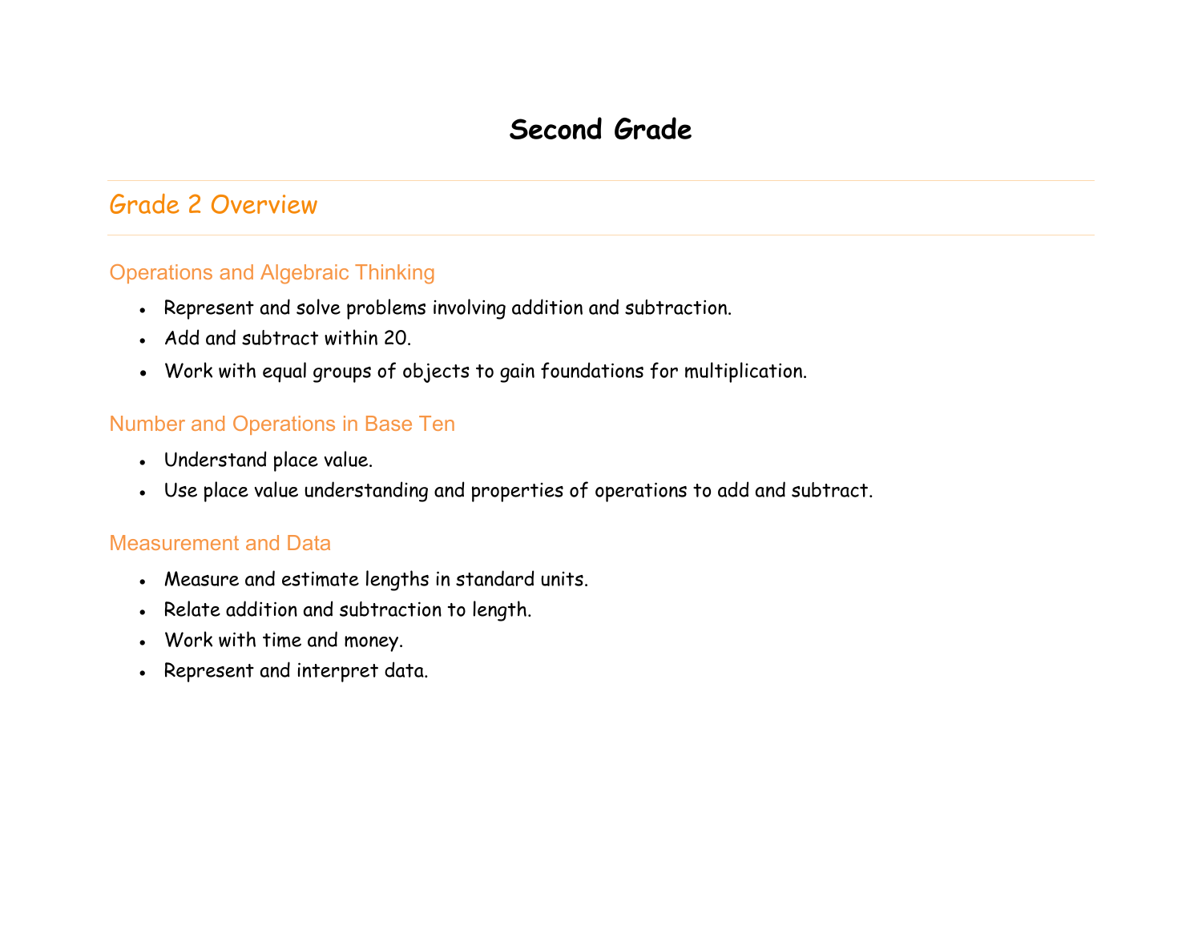# Second Grade

## Grade 2 Overview

### Operations and Algebraic Thinking

- Represent and solve problems involving addition and subtraction.
- Add and subtract within 20.
- Work with equal groups of objects to gain foundations for multiplication.

### Number and Operations in Base Ten

- Understand place value.
- Use place value understanding and properties of operations to add and subtract.

### Measurement and Data

- Measure and estimate lengths in standard units.
- Relate addition and subtraction to length.
- Work with time and money.
- Represent and interpret data.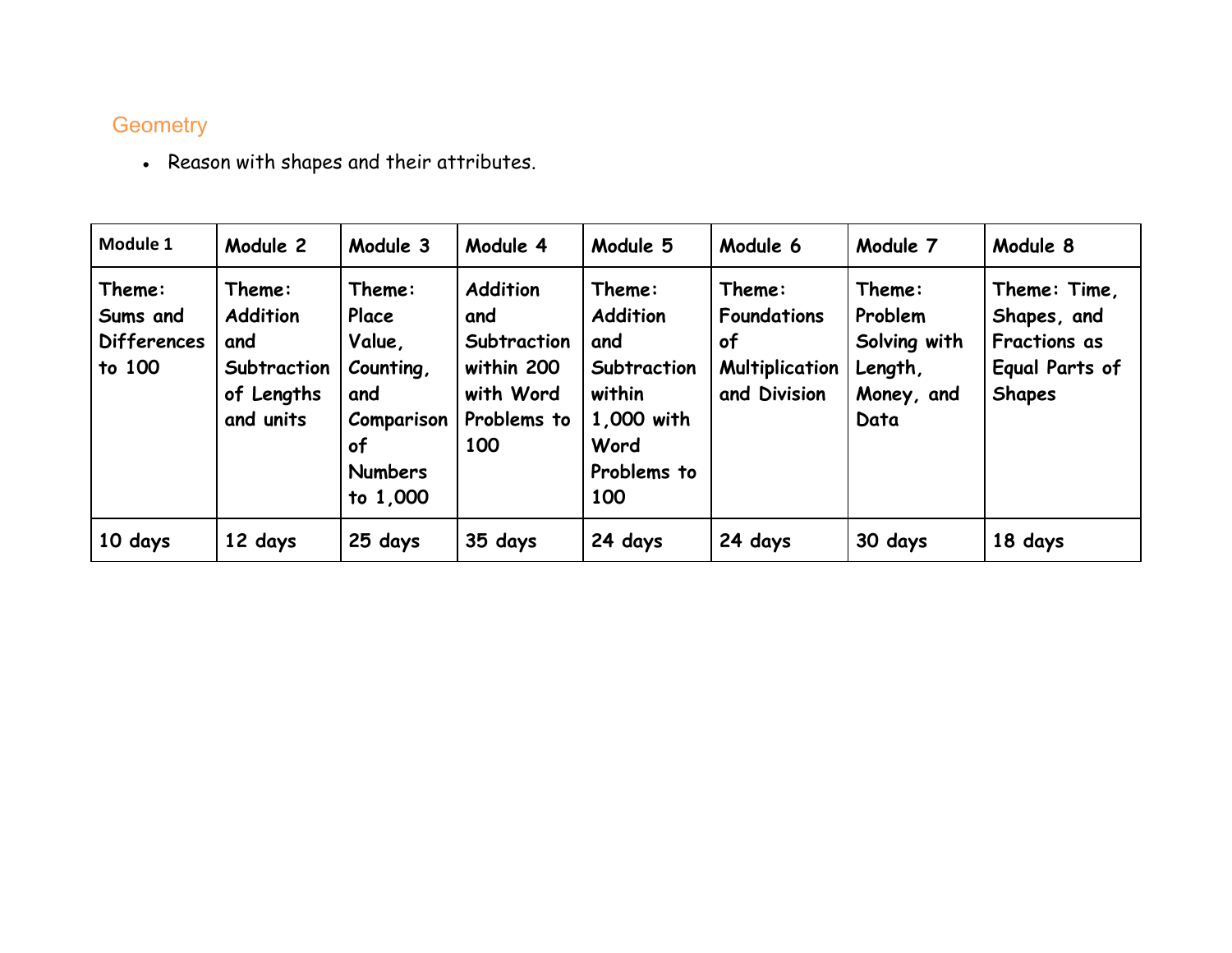## Geometry

- Reason with shapes and their attributes.

| Module 1 | Module 2 | Module 3 | Module 4 | Module 5 | Module 6 | Module 7 | Module 8 |
|---|---|---|---|---|---|---|---|
| Theme: Sums and Differences to 100 | Theme: Addition and Subtraction of Lengths and units | Theme: Place Value, Counting, and Comparison of Numbers to 1,000 | Addition and Subtraction within 200 with Word Problems to 100 | Theme: Addition and Subtraction within 1,000 with Word Problems to 100 | Theme: Foundations of Multiplication and Division | Theme: Problem Solving with Length, Money, and Data | Theme: Time, Shapes, and Fractions as Equal Parts of Shapes |
| 10 days | 12 days | 25 days | 35 days | 24 days | 24 days | 30 days | 18 days |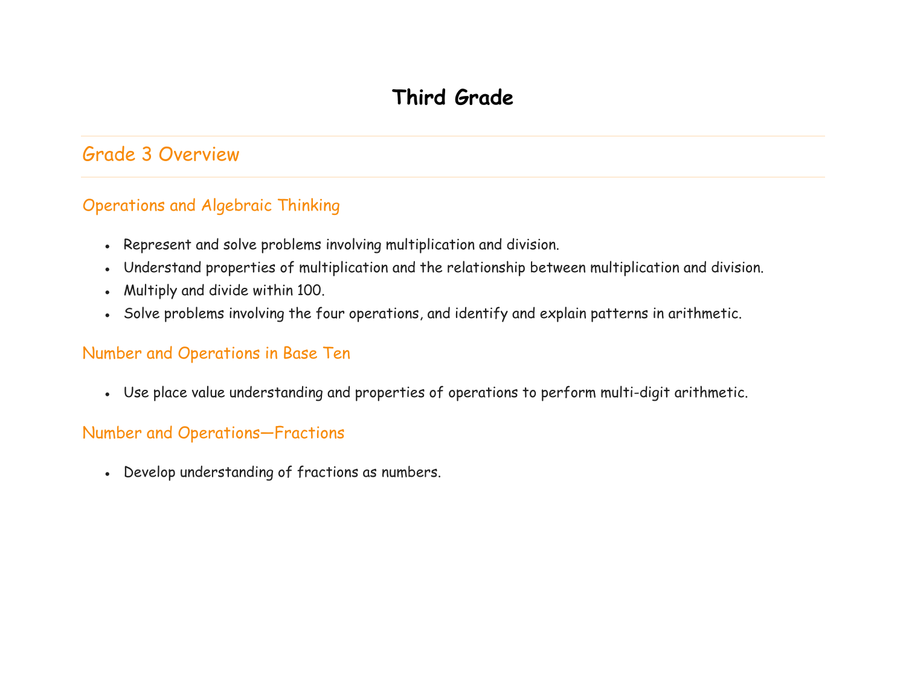# Third Grade

## Grade 3 Overview

### Operations and Algebraic Thinking

- Represent and solve problems involving multiplication and division.
- Understand properties of multiplication and the relationship between multiplication and division.
- Multiply and divide within 100.
- Solve problems involving the four operations, and identify and explain patterns in arithmetic.

### Number and Operations in Base Ten

- Use place value understanding and properties of operations to perform multi-digit arithmetic.

### Number and Operations—Fractions

- Develop understanding of fractions as numbers.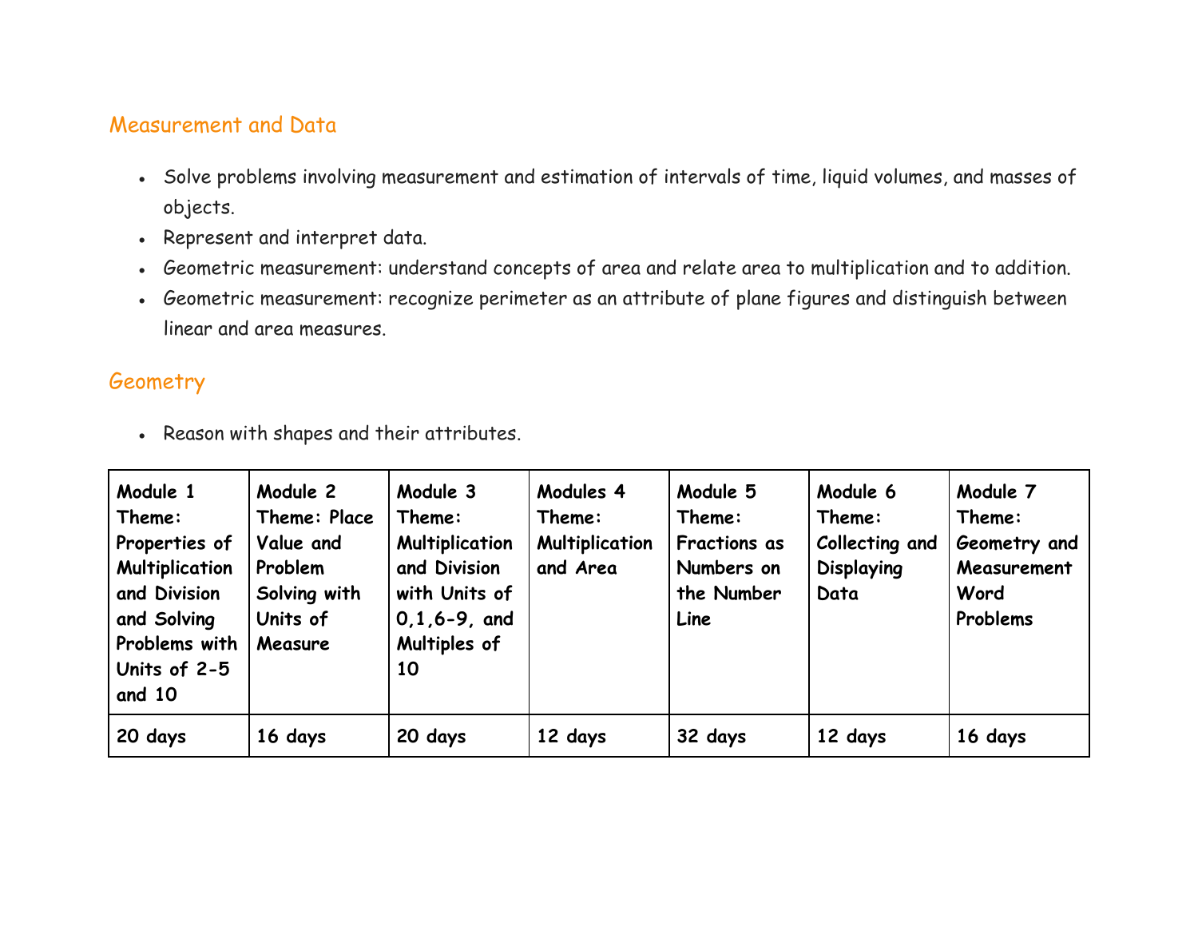## Measurement and Data

- Solve problems involving measurement and estimation of intervals of time, liquid volumes, and masses of objects.
- Represent and interpret data.
- Geometric measurement: understand concepts of area and relate area to multiplication and to addition.
- Geometric measurement: recognize perimeter as an attribute of plane figures and distinguish between linear and area measures.

## Geometry

- Reason with shapes and their attributes.

| **Module 1 Theme: Properties of Multiplication and Division and Solving Problems with Units of 2-5 and 10** | **Module 2 Theme: Place Value and Problem Solving with Units of Measure** | **Module 3 Theme: Multiplication and Division with Units of 0,1,6-9, and Multiples of 10** | **Modules 4 Theme: Multiplication and Area** | **Module 5 Theme: Fractions as Numbers on the Number Line** | **Module 6 Theme: Collecting and Displaying Data** | **Module 7 Theme: Geometry and Measurement Word Problems** |
|---|---|---|---|---|---|---|
| **20 days** | **16 days** | **20 days** | **12 days** | **32 days** | **12 days** | **16 days** |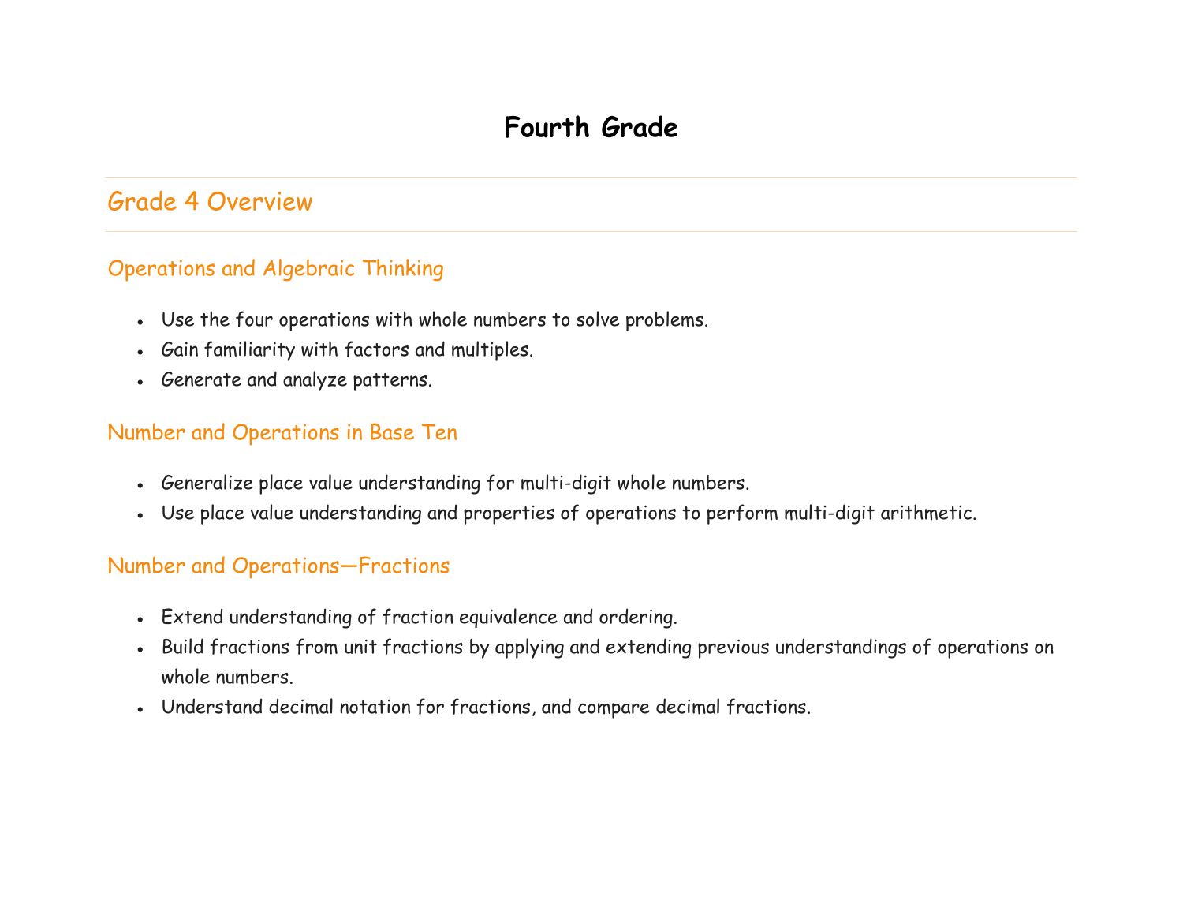# Fourth Grade

## Grade 4 Overview

### Operations and Algebraic Thinking

- Use the four operations with whole numbers to solve problems.
- Gain familiarity with factors and multiples.
- Generate and analyze patterns.

### Number and Operations in Base Ten

- Generalize place value understanding for multi-digit whole numbers.
- Use place value understanding and properties of operations to perform multi-digit arithmetic.

### Number and Operations—Fractions

- Extend understanding of fraction equivalence and ordering.
- Build fractions from unit fractions by applying and extending previous understandings of operations on whole numbers.
- Understand decimal notation for fractions, and compare decimal fractions.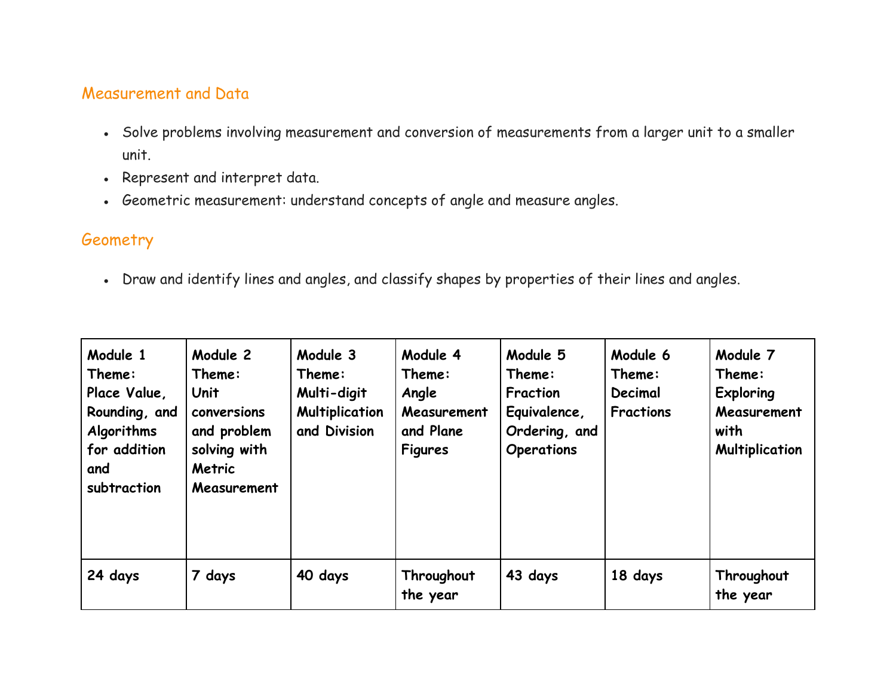## Measurement and Data

- Solve problems involving measurement and conversion of measurements from a larger unit to a smaller unit.
- Represent and interpret data.
- Geometric measurement: understand concepts of angle and measure angles.

## Geometry

- Draw and identify lines and angles, and classify shapes by properties of their lines and angles.

| **Module 1 Theme: Place Value, Rounding, and Algorithms for addition and subtraction** | **Module 2 Theme: Unit conversions and problem solving with Metric Measurement** | **Module 3 Theme: Multi-digit Multiplication and Division** | **Module 4 Theme: Angle Measurement and Plane Figures** | **Module 5 Theme: Fraction Equivalence, Ordering, and Operations** | **Module 6 Theme: Decimal Fractions** | **Module 7 Theme: Exploring Measurement with Multiplication** |
|---|---|---|---|---|---|---|
| **24 days** | **7 days** | **40 days** | **Throughout the year** | **43 days** | **18 days** | **Throughout the year** |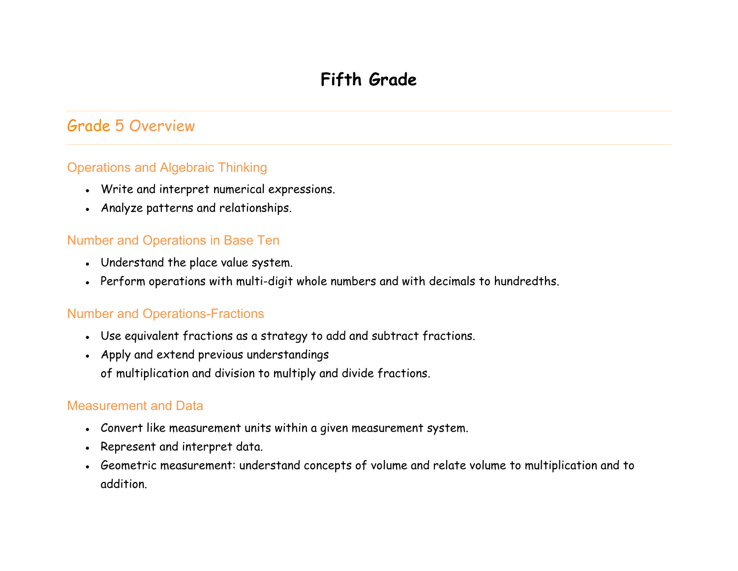# Fifth Grade

## Grade 5 Overview

### Operations and Algebraic Thinking

- Write and interpret numerical expressions.
- Analyze patterns and relationships.

### Number and Operations in Base Ten

- Understand the place value system.
- Perform operations with multi-digit whole numbers and with decimals to hundredths.

### Number and Operations-Fractions

- Use equivalent fractions as a strategy to add and subtract fractions.
- Apply and extend previous understandings of multiplication and division to multiply and divide fractions.

### Measurement and Data

- Convert like measurement units within a given measurement system.
- Represent and interpret data.
- Geometric measurement: understand concepts of volume and relate volume to multiplication and to addition.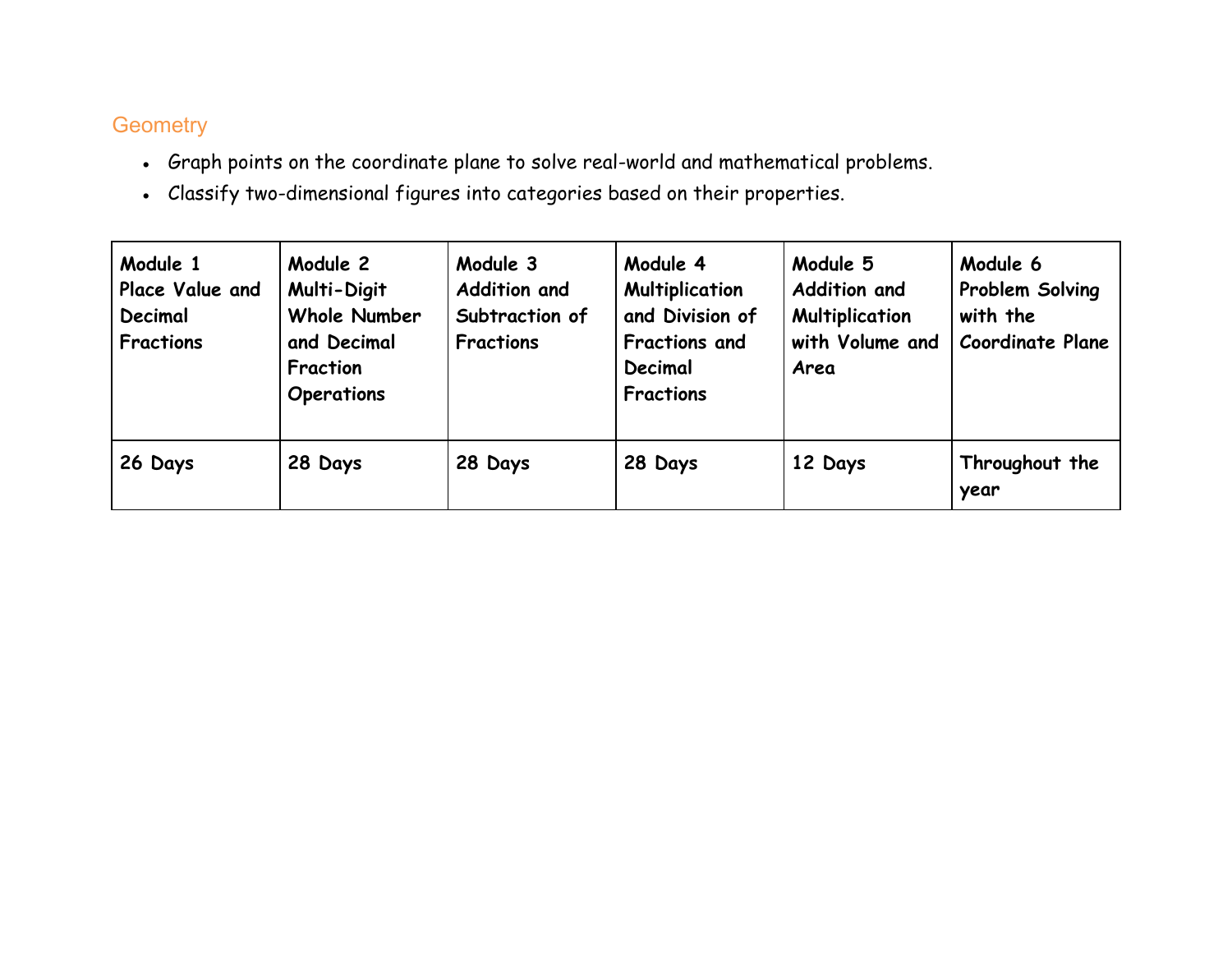## Geometry

- Graph points on the coordinate plane to solve real-world and mathematical problems.
- Classify two-dimensional figures into categories based on their properties.

| Module 1 Place Value and Decimal Fractions | Module 2 Multi-Digit Whole Number and Decimal Fraction Operations | Module 3 Addition and Subtraction of Fractions | Module 4 Multiplication and Division of Fractions and Decimal Fractions | Module 5 Addition and Multiplication with Volume and Area | Module 6 Problem Solving with the Coordinate Plane |
|---|---|---|---|---|---|
| 26 Days | 28 Days | 28 Days | 28 Days | 12 Days | Throughout the year |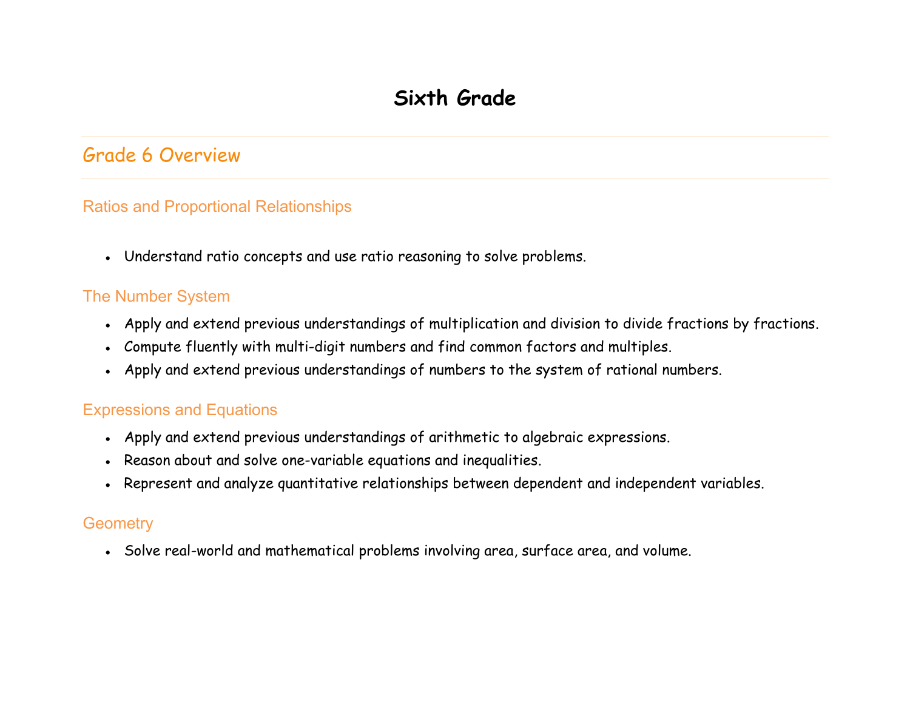# Sixth Grade

## Grade 6 Overview

### Ratios and Proportional Relationships

- Understand ratio concepts and use ratio reasoning to solve problems.

### The Number System

- Apply and extend previous understandings of multiplication and division to divide fractions by fractions.
- Compute fluently with multi-digit numbers and find common factors and multiples.
- Apply and extend previous understandings of numbers to the system of rational numbers.

### Expressions and Equations

- Apply and extend previous understandings of arithmetic to algebraic expressions.
- Reason about and solve one-variable equations and inequalities.
- Represent and analyze quantitative relationships between dependent and independent variables.

### Geometry

- Solve real-world and mathematical problems involving area, surface area, and volume.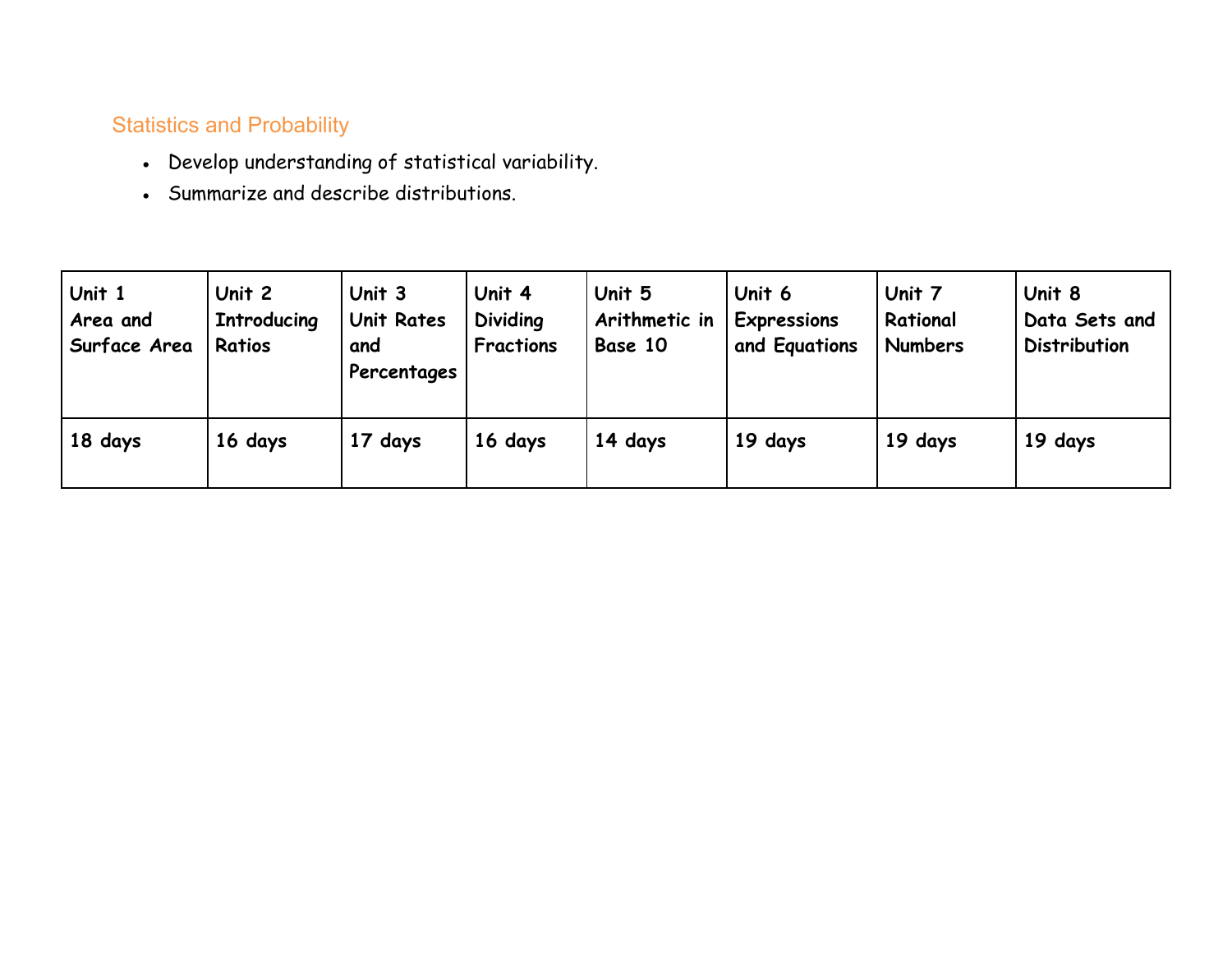### Statistics and Probability

- Develop understanding of statistical variability.
- Summarize and describe distributions.

| Unit 1 Area and Surface Area | Unit 2 Introducing Ratios | Unit 3 Unit Rates and Percentages | Unit 4 Dividing Fractions | Unit 5 Arithmetic in Base 10 | Unit 6 Expressions and Equations | Unit 7 Rational Numbers | Unit 8 Data Sets and Distribution |
|---|---|---|---|---|---|---|---|
| 18 days | 16 days | 17 days | 16 days | 14 days | 19 days | 19 days | 19 days |